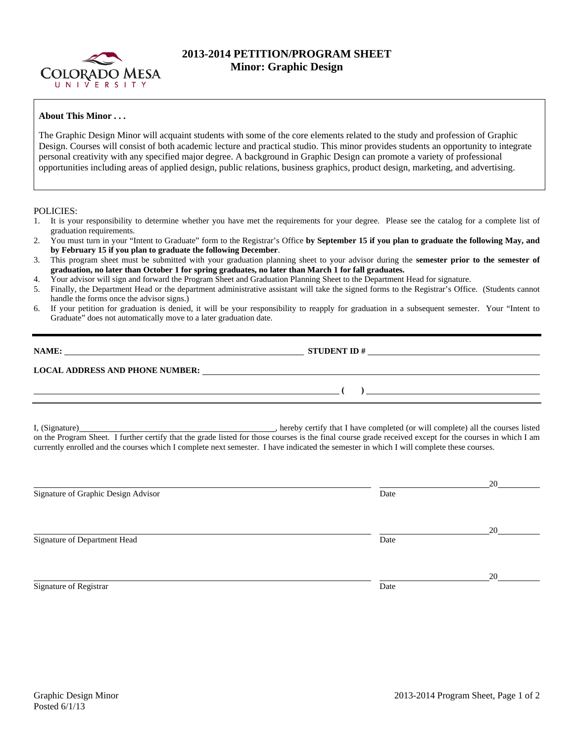# 2013-2014 PETITION/PROGRAM SHEET
## Minor: Graphic Design

**About This Minor . . .**

The Graphic Design Minor will acquaint students with some of the core elements related to the study and profession of Graphic Design. Courses will consist of both academic lecture and practical studio. This minor provides students an opportunity to integrate personal creativity with any specified major degree. A background in Graphic Design can promote a variety of professional opportunities including areas of applied design, public relations, business graphics, product design, marketing, and advertising.

POLICIES:

1. It is your responsibility to determine whether you have met the requirements for your degree. Please see the catalog for a complete list of graduation requirements.
2. You must turn in your "Intent to Graduate" form to the Registrar's Office **by September 15 if you plan to graduate the following May, and by February 15 if you plan to graduate the following December**.
3. This program sheet must be submitted with your graduation planning sheet to your advisor during the **semester prior to the semester of graduation, no later than October 1 for spring graduates, no later than March 1 for fall graduates.**
4. Your advisor will sign and forward the Program Sheet and Graduation Planning Sheet to the Department Head for signature.
5. Finally, the Department Head or the department administrative assistant will take the signed forms to the Registrar's Office. (Students cannot handle the forms once the advisor signs.)
6. If your petition for graduation is denied, it will be your responsibility to reapply for graduation in a subsequent semester. Your "Intent to Graduate" does not automatically move to a later graduation date.

---

**NAME:** ______________________________ **STUDENT ID #** ______________________________

**LOCAL ADDRESS AND PHONE NUMBER:** ______________________________

______________________________ **( )** ______________________________

---

I, (Signature)______________________________, hereby certify that I have completed (or will complete) all the courses listed on the Program Sheet. I further certify that the grade listed for those courses is the final course grade received except for the courses in which I am currently enrolled and the courses which I complete next semester. I have indicated the semester in which I will complete these courses.

______________________________ ____________20______
Signature of Graphic Design Advisor Date

______________________________ ____________20______
Signature of Department Head Date

______________________________ ____________20______
Signature of Registrar Date

Graphic Design Minor
Posted 6/1/13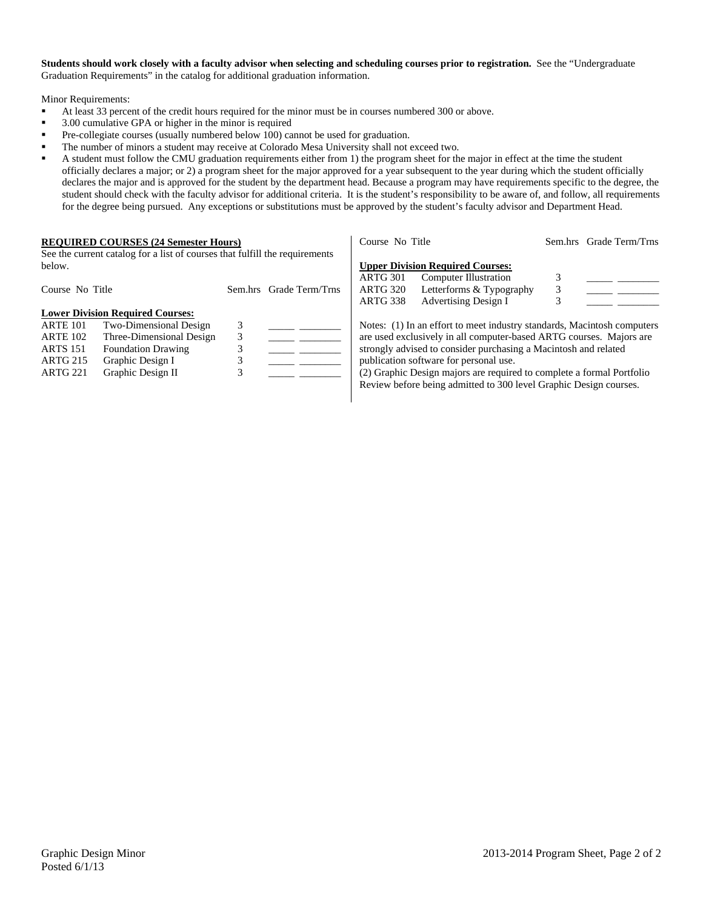**Students should work closely with a faculty advisor when selecting and scheduling courses prior to registration.** See the "Undergraduate Graduation Requirements" in the catalog for additional graduation information.

Minor Requirements:

- At least 33 percent of the credit hours required for the minor must be in courses numbered 300 or above.
- 3.00 cumulative GPA or higher in the minor is required
- Pre-collegiate courses (usually numbered below 100) cannot be used for graduation.
- The number of minors a student may receive at Colorado Mesa University shall not exceed two.
- A student must follow the CMU graduation requirements either from 1) the program sheet for the major in effect at the time the student officially declares a major; or 2) a program sheet for the major approved for a year subsequent to the year during which the student officially declares the major and is approved for the student by the department head. Because a program may have requirements specific to the degree, the student should check with the faculty advisor for additional criteria. It is the student's responsibility to be aware of, and follow, all requirements for the degree being pursued. Any exceptions or substitutions must be approved by the student's faculty advisor and Department Head.

**REQUIRED COURSES (24 Semester Hours)**

See the current catalog for a list of courses that fulfill the requirements below.

| Course No | Title | Sem.hrs | Grade | Term/Trns |
|---|---|---|---|---|
| **Lower Division Required Courses:** | | | | |
| ARTE 101 | Two-Dimensional Design | 3 | _____ | ________ |
| ARTE 102 | Three-Dimensional Design | 3 | _____ | ________ |
| ARTS 151 | Foundation Drawing | 3 | _____ | ________ |
| ARTG 215 | Graphic Design I | 3 | _____ | ________ |
| ARTG 221 | Graphic Design II | 3 | _____ | ________ |

| Course No | Title | Sem.hrs | Grade | Term/Trns |
|---|---|---|---|---|
| **Upper Division Required Courses:** | | | | |
| ARTG 301 | Computer Illustration | 3 | _____ | ________ |
| ARTG 320 | Letterforms & Typography | 3 | _____ | ________ |
| ARTG 338 | Advertising Design I | 3 | _____ | ________ |

Notes: (1) In an effort to meet industry standards, Macintosh computers are used exclusively in all computer-based ARTG courses. Majors are strongly advised to consider purchasing a Macintosh and related publication software for personal use.

(2) Graphic Design majors are required to complete a formal Portfolio Review before being admitted to 300 level Graphic Design courses.

Graphic Design Minor
Posted 6/1/13